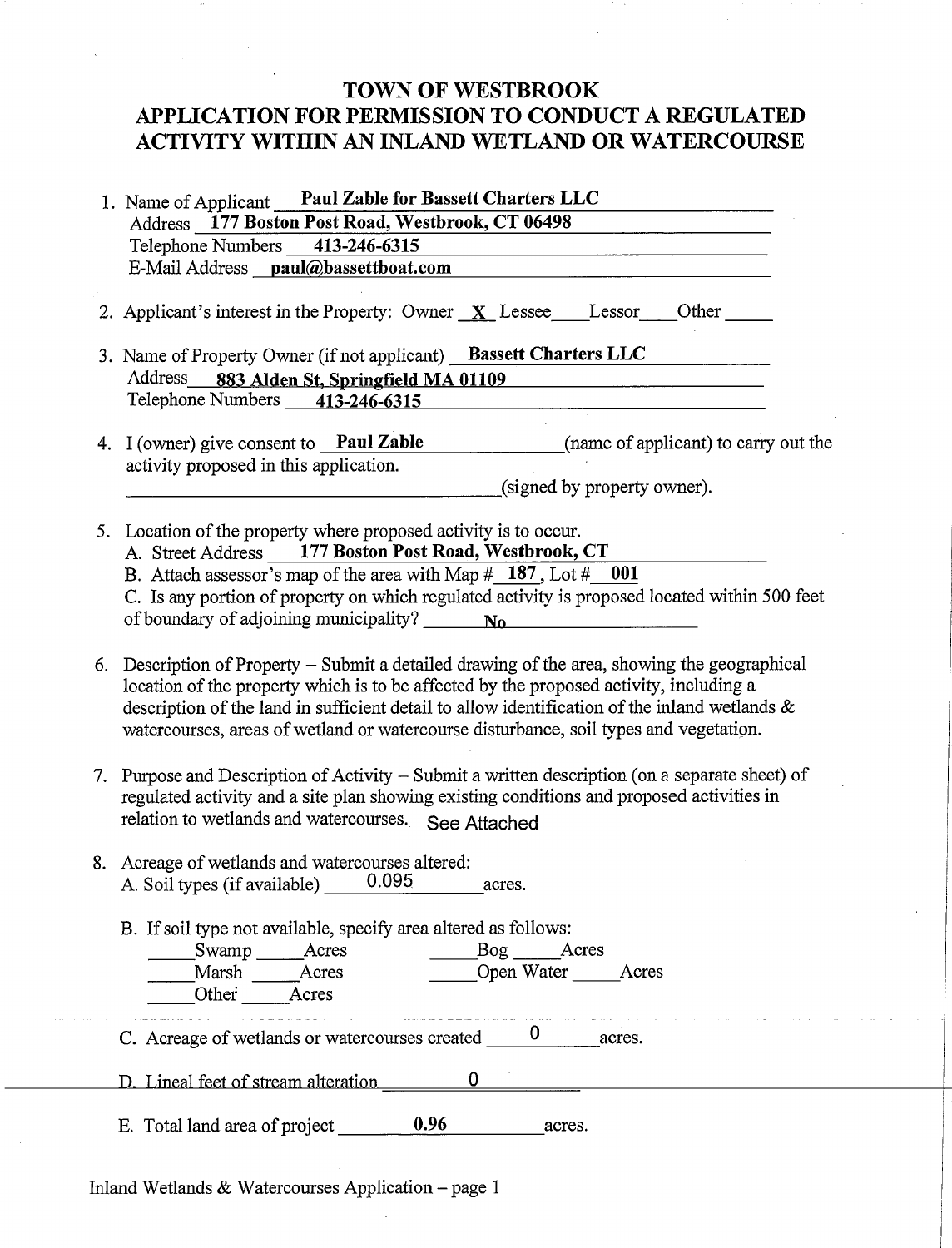# TOWN OF WESTBROOK

# APPLICATION FOR PERMISSION TO CONDUCT A REGULATED ACTIVITY WITHIN AN INLAND WETLAND OR WATERCOURSE

1. Name of Applicant **Paul Zable for Bassett Charters LLC**
   Address **177 Boston Post Road, Westbrook, CT 06498**
   Telephone Numbers **413-246-6315**
   E-Mail Address **paul@bassettboat.com**

2. Applicant's interest in the Property: Owner **X** Lessee\_\_\_\_ Lessor\_\_\_\_ Other\_\_\_\_\_

3. Name of Property Owner (if not applicant) **Bassett Charters LLC**
   Address **883 Alden St, Springfield MA 01109**
   Telephone Numbers **413-246-6315**

4. I (owner) give consent to **Paul Zable** (name of applicant) to carry out the activity proposed in this application.
   \_\_\_\_\_\_\_\_\_\_\_\_\_\_\_\_\_\_\_\_\_\_\_\_\_\_\_\_\_\_\_\_\_\_\_\_\_\_(signed by property owner).

5. Location of the property where proposed activity is to occur.
   A. Street Address **177 Boston Post Road, Westbrook, CT**
   B. Attach assessor's map of the area with Map # **187**, Lot # **001**
   C. Is any portion of property on which regulated activity is proposed located within 500 feet of boundary of adjoining municipality? **No**

6. Description of Property – Submit a detailed drawing of the area, showing the geographical location of the property which is to be affected by the proposed activity, including a description of the land in sufficient detail to allow identification of the inland wetlands & watercourses, areas of wetland or watercourse disturbance, soil types and vegetation.

7. Purpose and Description of Activity – Submit a written description (on a separate sheet) of regulated activity and a site plan showing existing conditions and proposed activities in relation to wetlands and watercourses. See Attached

8. Acreage of wetlands and watercourses altered:
   A. Soil types (if available) 0.095 acres.

   B. If soil type not available, specify area altered as follows:
      \_\_\_\_\_Swamp \_\_\_\_\_Acres  \_\_\_\_\_Bog \_\_\_\_\_Acres
      \_\_\_\_\_Marsh \_\_\_\_\_Acres  \_\_\_\_\_Open Water \_\_\_\_\_Acres
      \_\_\_\_\_Other \_\_\_\_\_Acres

   C. Acreage of wetlands or watercourses created 0 acres.

   D. Lineal feet of stream alteration 0

   E. Total land area of project **0.96** acres.

Inland Wetlands & Watercourses Application – page 1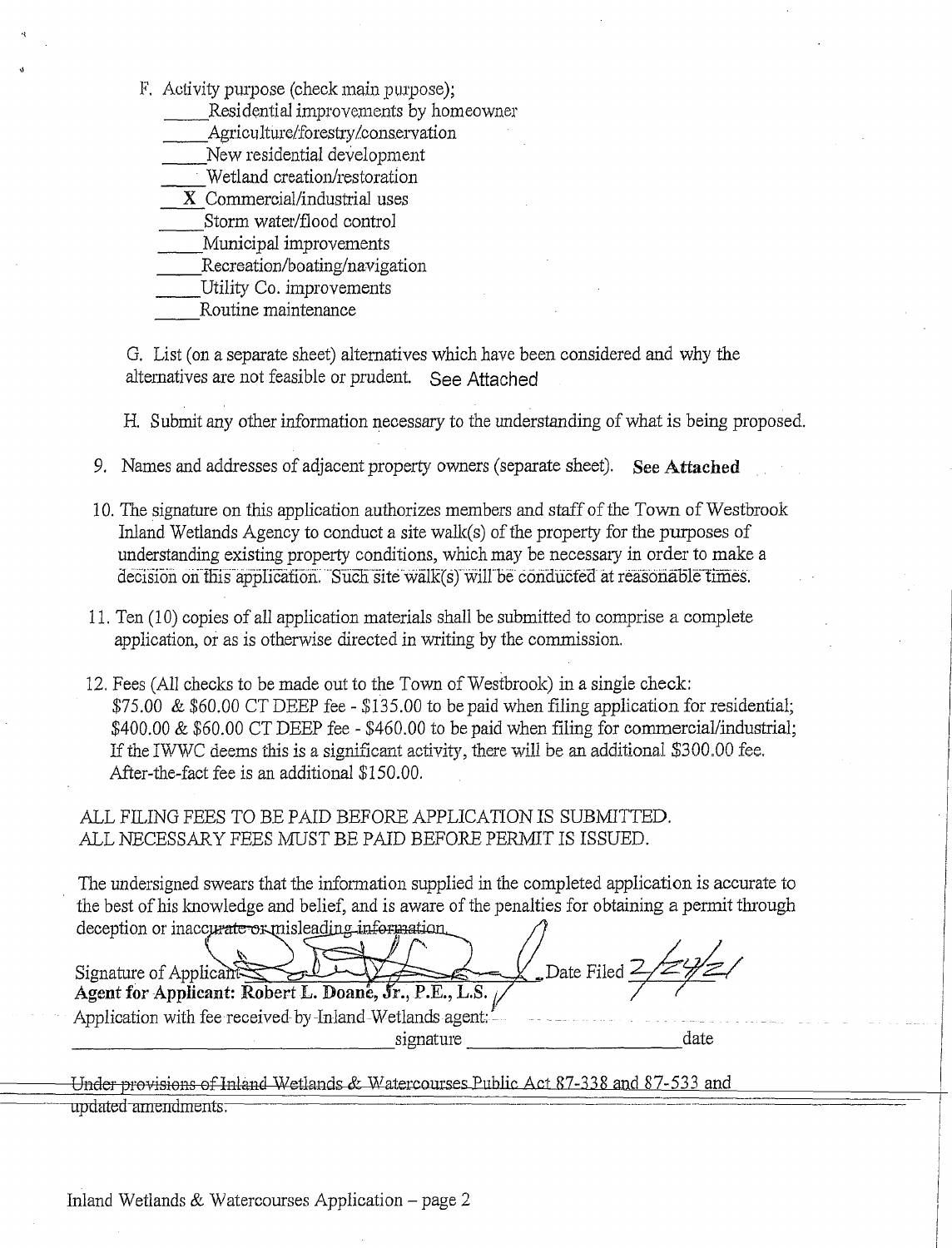F. Activity purpose (check main purpose);

\_\_\_\_\_Residential improvements by homeowner
\_\_\_\_\_Agriculture/forestry/conservation
\_\_\_\_\_New residential development
\_\_\_\_\_Wetland creation/restoration
**X** Commercial/industrial uses
\_\_\_\_\_Storm water/flood control
\_\_\_\_\_Municipal improvements
\_\_\_\_\_Recreation/boating/navigation
\_\_\_\_\_Utility Co. improvements
\_\_\_\_\_Routine maintenance

G. List (on a separate sheet) alternatives which have been considered and why the alternatives are not feasible or prudent. See Attached

H. Submit any other information necessary to the understanding of what is being proposed.

9. Names and addresses of adjacent property owners (separate sheet). **See Attached**

10. The signature on this application authorizes members and staff of the Town of Westbrook Inland Wetlands Agency to conduct a site walk(s) of the property for the purposes of understanding existing property conditions, which may be necessary in order to make a decision on this application. Such site walk(s) will be conducted at reasonable times.

11. Ten (10) copies of all application materials shall be submitted to comprise a complete application, or as is otherwise directed in writing by the commission.

12. Fees (All checks to be made out to the Town of Westbrook) in a single check:
$75.00 & $60.00 CT DEEP fee - $135.00 to be paid when filing application for residential;
$400.00 & $60.00 CT DEEP fee - $460.00 to be paid when filing for commercial/industrial;
If the IWWC deems this is a significant activity, there will be an additional $300.00 fee.
After-the-fact fee is an additional $150.00.

ALL FILING FEES TO BE PAID BEFORE APPLICATION IS SUBMITTED.
ALL NECESSARY FEES MUST BE PAID BEFORE PERMIT IS ISSUED.

The undersigned swears that the information supplied in the completed application is accurate to the best of his knowledge and belief, and is aware of the penalties for obtaining a permit through deception or inaccurate or misleading information.

Signature of Applicant \_\_\_\_\_\_\_\_\_\_\_\_\_\_\_\_\_\_\_\_ Date Filed 2/24/21
**Agent for Applicant: Robert L. Doane, Jr., P.E., L.S.**

Application with fee received by Inland Wetlands agent:
\_\_\_\_\_\_\_\_\_\_\_\_\_\_\_\_\_\_\_\_ signature \_\_\_\_\_\_\_\_\_\_\_\_\_\_\_\_\_\_\_\_ date

Under provisions of Inland Wetlands & Watercourses Public Act 87-338 and 87-533 and updated amendments.

Inland Wetlands & Watercourses Application – page 2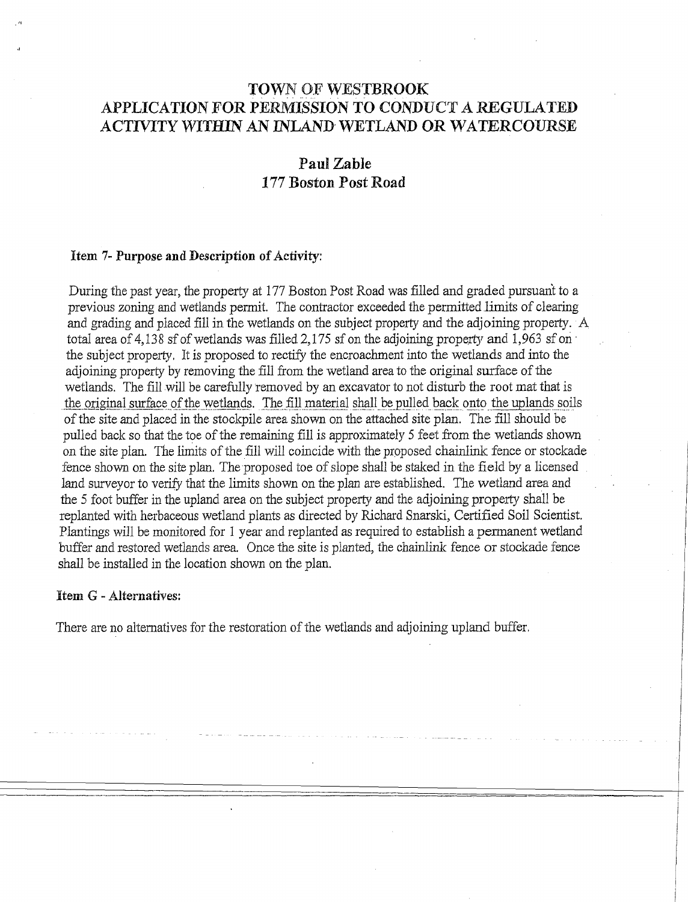# TOWN OF WESTBROOK
# APPLICATION FOR PERMISSION TO CONDUCT A REGULATED ACTIVITY WITHIN AN INLAND WETLAND OR WATERCOURSE

## Paul Zable
## 177 Boston Post Road

**Item 7- Purpose and Description of Activity:**

During the past year, the property at 177 Boston Post Road was filled and graded pursuant to a previous zoning and wetlands permit. The contractor exceeded the permitted limits of clearing and grading and placed fill in the wetlands on the subject property and the adjoining property. A total area of 4,138 sf of wetlands was filled 2,175 sf on the adjoining property and 1,963 sf on the subject property. It is proposed to rectify the encroachment into the wetlands and into the adjoining property by removing the fill from the wetland area to the original surface of the wetlands. The fill will be carefully removed by an excavator to not disturb the root mat that is the original surface of the wetlands. The fill material shall be pulled back onto the uplands soils of the site and placed in the stockpile area shown on the attached site plan. The fill should be pulled back so that the toe of the remaining fill is approximately 5 feet from the wetlands shown on the site plan. The limits of the fill will coincide with the proposed chainlink fence or stockade fence shown on the site plan. The proposed toe of slope shall be staked in the field by a licensed land surveyor to verify that the limits shown on the plan are established. The wetland area and the 5 foot buffer in the upland area on the subject property and the adjoining property shall be replanted with herbaceous wetland plants as directed by Richard Snarski, Certified Soil Scientist. Plantings will be monitored for 1 year and replanted as required to establish a permanent wetland buffer and restored wetlands area. Once the site is planted, the chainlink fence or stockade fence shall be installed in the location shown on the plan.

**Item G - Alternatives:**

There are no alternatives for the restoration of the wetlands and adjoining upland buffer.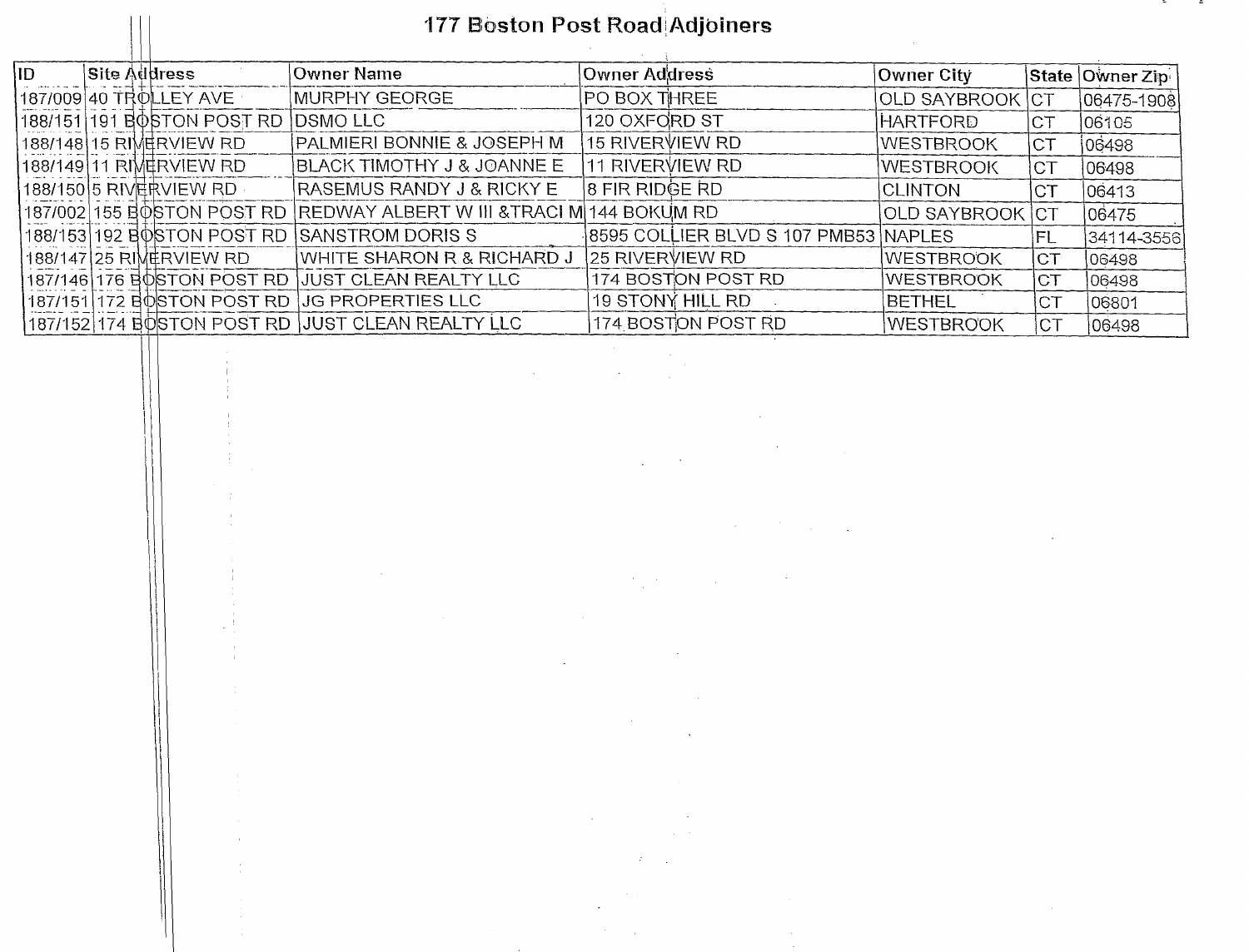# 177 Boston Post Road Adjoiners

| ID | Site Address | Owner Name | Owner Address | Owner City | State | Owner Zip |
|---|---|---|---|---|---|---|
| 187/009 | 40 TROLLEY AVE | MURPHY GEORGE | PO BOX THREE | OLD SAYBROOK | CT | 06475-1908 |
| 188/151 | 191 BOSTON POST RD | DSMO LLC | 120 OXFORD ST | HARTFORD | CT | 06105 |
| 188/148 | 15 RIVERVIEW RD | PALMIERI BONNIE & JOSEPH M | 15 RIVERVIEW RD | WESTBROOK | CT | 06498 |
| 188/149 | 11 RIVERVIEW RD | BLACK TIMOTHY J & JOANNE E | 11 RIVERVIEW RD | WESTBROOK | CT | 06498 |
| 188/150 | 5 RIVERVIEW RD | RASEMUS RANDY J & RICKY E | 8 FIR RIDGE RD | CLINTON | CT | 06413 |
| 187/002 | 155 BOSTON POST RD | REDWAY ALBERT W III &TRACI M | 144 BOKUM RD | OLD SAYBROOK | CT | 06475 |
| 188/153 | 192 BOSTON POST RD | SANSTROM DORIS S | 8595 COLLIER BLVD S 107 PMB53 | NAPLES | FL | 34114-3556 |
| 188/147 | 25 RIVERVIEW RD | WHITE SHARON R & RICHARD J | 25 RIVERVIEW RD | WESTBROOK | CT | 06498 |
| 187/146 | 176 BOSTON POST RD | JUST CLEAN REALTY LLC | 174 BOSTON POST RD | WESTBROOK | CT | 06498 |
| 187/151 | 172 BOSTON POST RD | JG PROPERTIES LLC | 19 STONY HILL RD | BETHEL | CT | 06801 |
| 187/152 | 174 BOSTON POST RD | JUST CLEAN REALTY LLC | 174 BOSTON POST RD | WESTBROOK | CT | 06498 |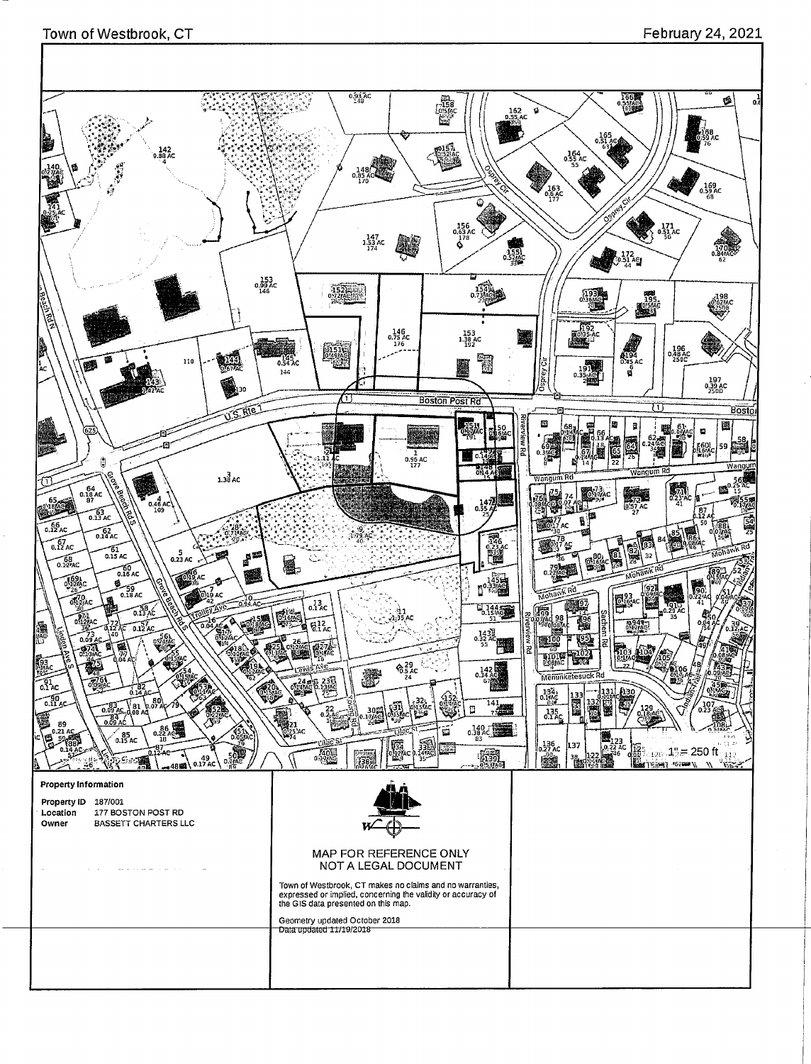Town of Westbrook, CT

February 24, 2021

**Property Information**

Property ID 187/001

Location 177 BOSTON POST RD

Owner BASSETT CHARTERS LLC

MAP FOR REFERENCE ONLY
NOT A LEGAL DOCUMENT

Town of Westbrook, CT makes no claims and no warranties, expressed or implied, concerning the validity or accuracy of the GIS data presented on this map.

Geometry updated October 2018

Data updated 11/19/2018

1" = 250 ft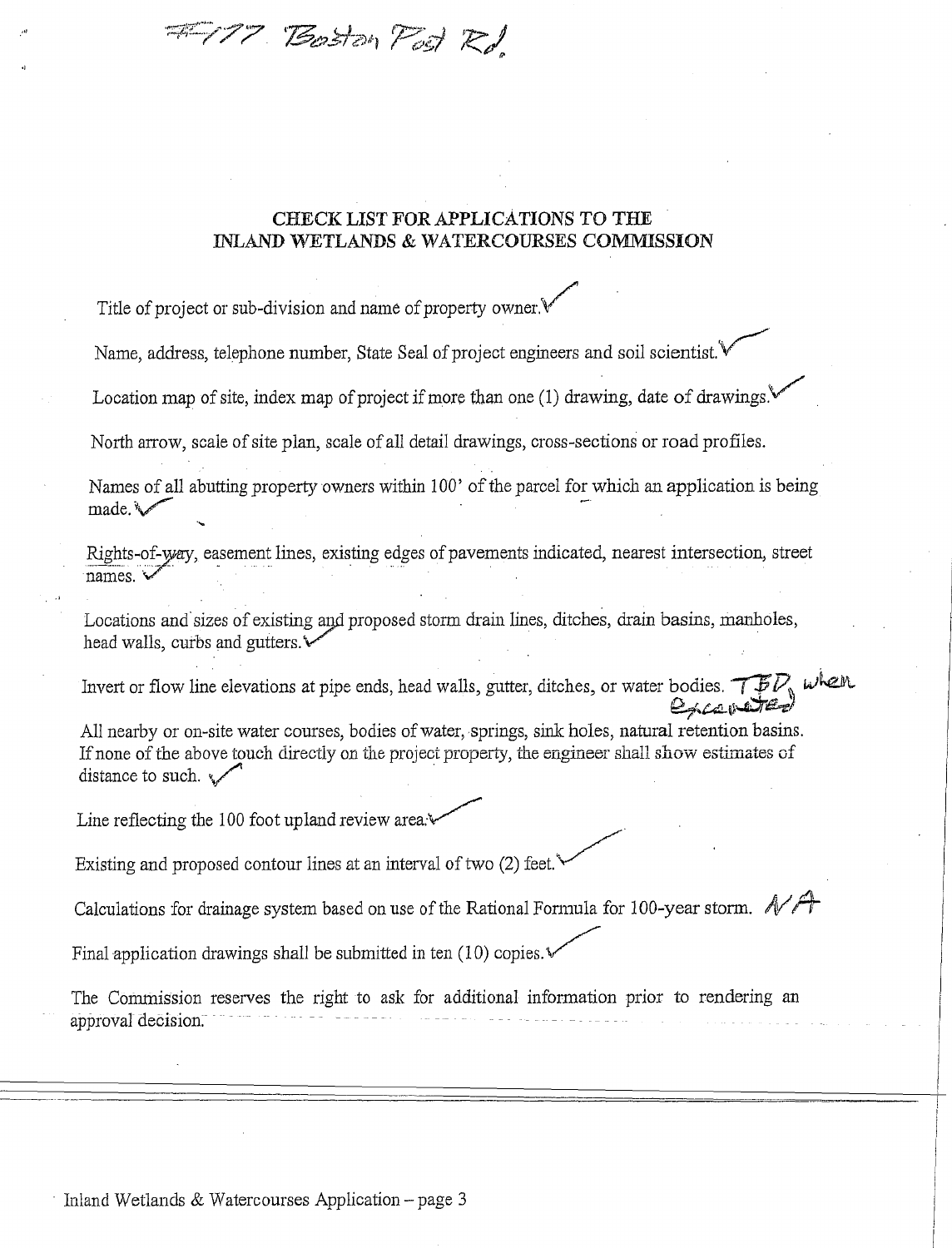#177 Boston Post Rd.

## CHECK LIST FOR APPLICATIONS TO THE INLAND WETLANDS & WATERCOURSES COMMISSION

Title of project or sub-division and name of property owner. ✓

Name, address, telephone number, State Seal of project engineers and soil scientist. ✓

Location map of site, index map of project if more than one (1) drawing, date of drawings. ✓

North arrow, scale of site plan, scale of all detail drawings, cross-sections or road profiles.

Names of all abutting property owners within 100' of the parcel for which an application is being made. ✓

Rights-of-way, easement lines, existing edges of pavements indicated, nearest intersection, street names. ✓

Locations and sizes of existing and proposed storm drain lines, ditches, drain basins, manholes, head walls, curbs and gutters. ✓

Invert or flow line elevations at pipe ends, head walls, gutter, ditches, or water bodies. TBD when excavated

All nearby or on-site water courses, bodies of water, springs, sink holes, natural retention basins. If none of the above touch directly on the project property, the engineer shall show estimates of distance to such. ✓

Line reflecting the 100 foot upland review area. ✓

Existing and proposed contour lines at an interval of two (2) feet. ✓

Calculations for drainage system based on use of the Rational Formula for 100-year storm. NA

Final application drawings shall be submitted in ten (10) copies. ✓

The Commission reserves the right to ask for additional information prior to rendering an approval decision.

Inland Wetlands & Watercourses Application – page 3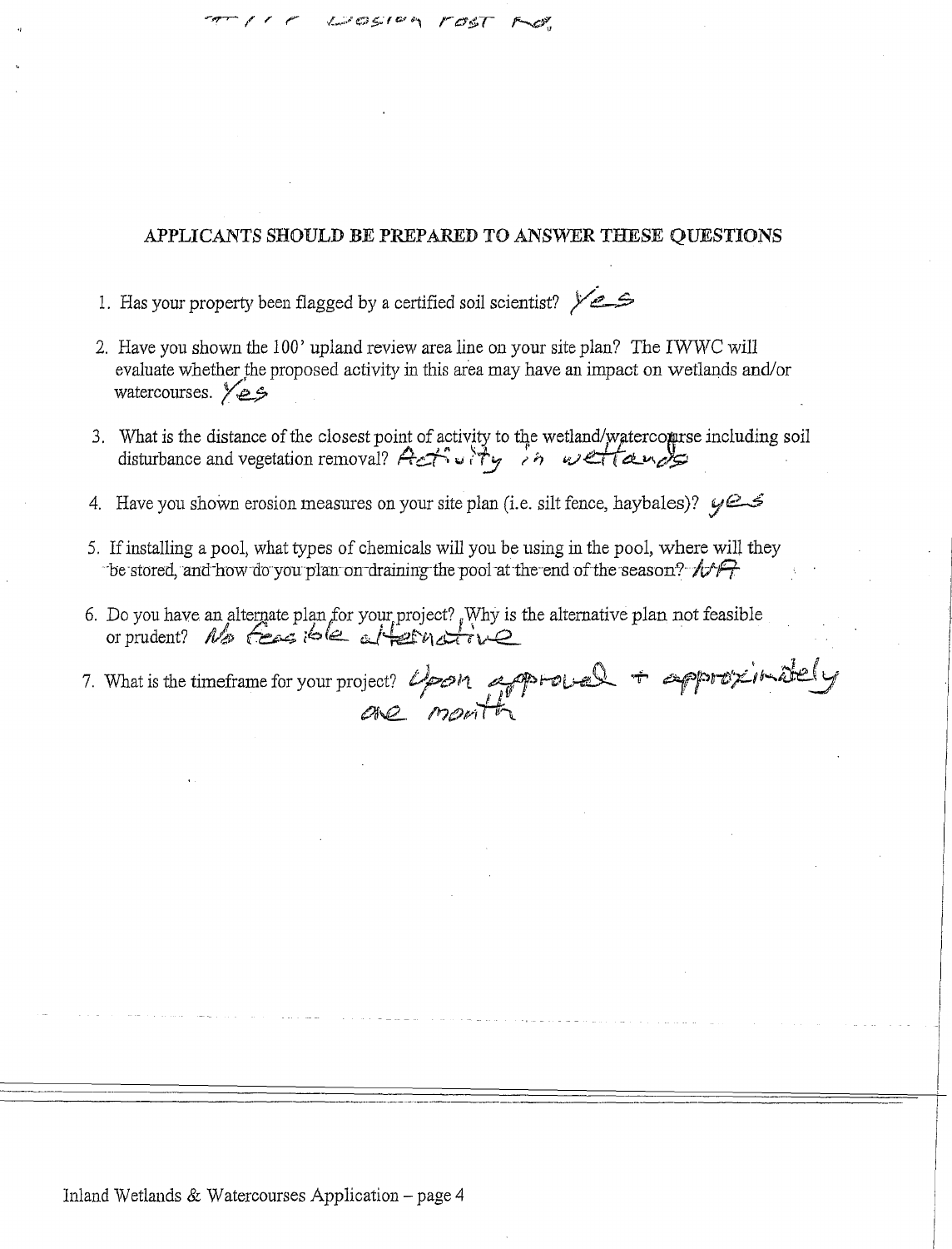## APPLICANTS SHOULD BE PREPARED TO ANSWER THESE QUESTIONS

1. Has your property been flagged by a certified soil scientist? Yes
2. Have you shown the 100' upland review area line on your site plan? The IWWC will evaluate whether the proposed activity in this area may have an impact on wetlands and/or watercourses. Yes
3. What is the distance of the closest point of activity to the wetland/watercourse including soil disturbance and vegetation removal? Activity in wetlands
4. Have you shown erosion measures on your site plan (i.e. silt fence, haybales)? yes
5. If installing a pool, what types of chemicals will you be using in the pool, where will they be stored, and how do you plan on draining the pool at the end of the season? NA
6. Do you have an alternate plan for your project? Why is the alternative plan not feasible or prudent? No feasible alternative
7. What is the timeframe for your project? Upon approval + approximately one month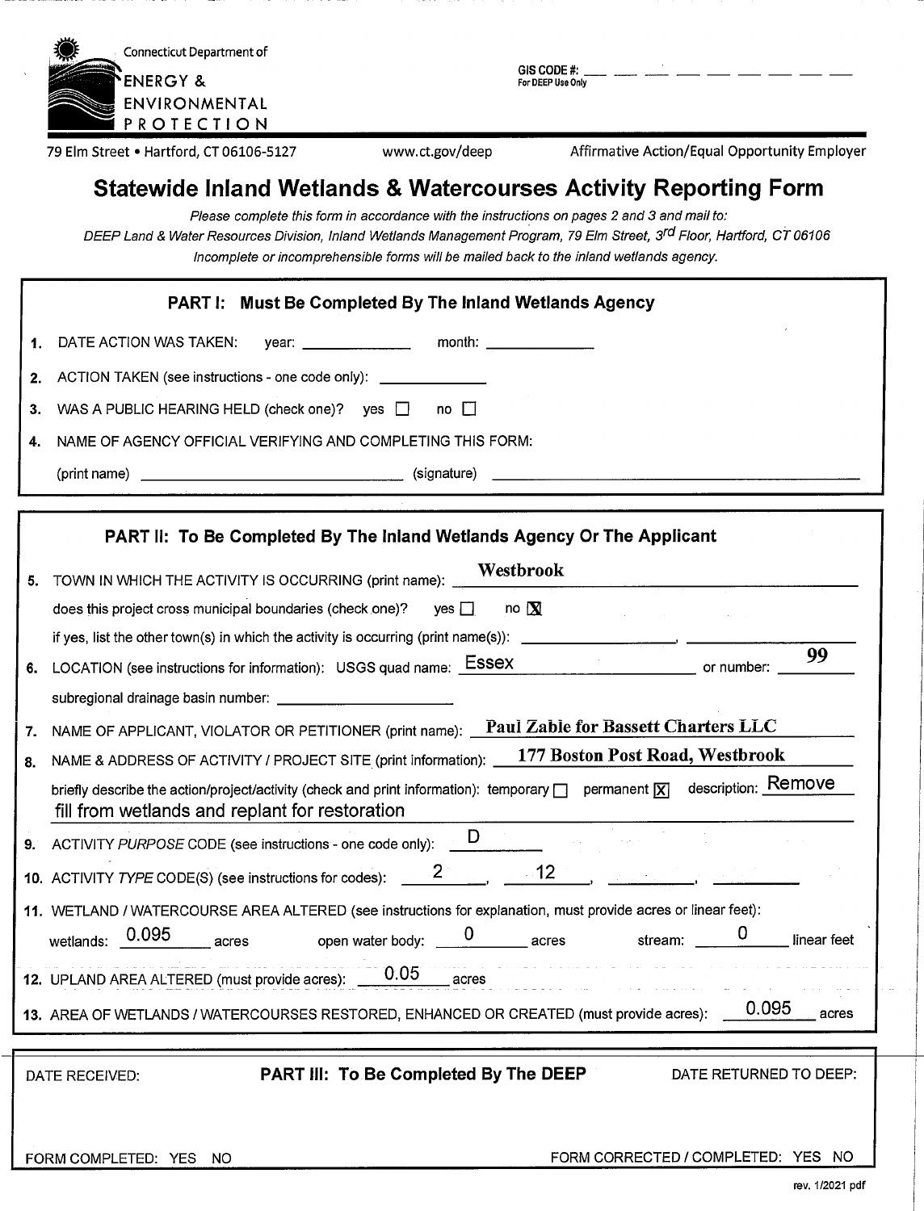Connecticut Department of
ENERGY & ENVIRONMENTAL PROTECTION

GIS CODE #: \_\_ \_\_ \_\_ \_\_ \_\_ \_\_ \_\_ \_\_ \_\_ \_\_
For DEEP Use Only

79 Elm Street • Hartford, CT 06106-5127 | www.ct.gov/deep | Affirmative Action/Equal Opportunity Employer

# Statewide Inland Wetlands & Watercourses Activity Reporting Form

*Please complete this form in accordance with the instructions on pages 2 and 3 and mail to:*
*DEEP Land & Water Resources Division, Inland Wetlands Management Program, 79 Elm Street, 3rd Floor, Hartford, CT 06106*
*Incomplete or incomprehensible forms will be mailed back to the inland wetlands agency.*

## PART I: Must Be Completed By The Inland Wetlands Agency

1. DATE ACTION WAS TAKEN: year: \_\_\_\_\_\_\_\_ month: \_\_\_\_\_\_\_\_
2. ACTION TAKEN (see instructions - one code only): \_\_\_\_\_\_\_\_
3. WAS A PUBLIC HEARING HELD (check one)? yes ☐ no ☐
4. NAME OF AGENCY OFFICIAL VERIFYING AND COMPLETING THIS FORM:
   (print name) \_\_\_\_\_\_\_\_\_\_\_\_\_\_\_\_ (signature) \_\_\_\_\_\_\_\_\_\_\_\_\_\_\_\_

## PART II: To Be Completed By The Inland Wetlands Agency Or The Applicant

5. TOWN IN WHICH THE ACTIVITY IS OCCURRING (print name): Westbrook
   does this project cross municipal boundaries (check one)? yes ☐ no ☒
   if yes, list the other town(s) in which the activity is occurring (print name(s)): \_\_\_\_\_\_\_\_, \_\_\_\_\_\_\_\_
6. LOCATION (see instructions for information): USGS quad name: Essex or number: 99
   subregional drainage basin number: \_\_\_\_\_\_\_\_
7. NAME OF APPLICANT, VIOLATOR OR PETITIONER (print name): Paul Zable for Bassett Charters LLC
8. NAME & ADDRESS OF ACTIVITY / PROJECT SITE (print information): 177 Boston Post Road, Westbrook
   briefly describe the action/project/activity (check and print information): temporary ☐ permanent ☒ description: Remove fill from wetlands and replant for restoration
9. ACTIVITY *PURPOSE* CODE (see instructions - one code only): D
10. ACTIVITY *TYPE* CODE(S) (see instructions for codes): 2, 12, \_\_\_\_, \_\_\_\_
11. WETLAND / WATERCOURSE AREA ALTERED (see instructions for explanation, must provide acres or linear feet):
    wetlands: 0.095 acres open water body: 0 acres stream: 0 linear feet
12. UPLAND AREA ALTERED (must provide acres): 0.05 acres
13. AREA OF WETLANDS / WATERCOURSES RESTORED, ENHANCED OR CREATED (must provide acres): 0.095 acres

## PART III: To Be Completed By The DEEP

DATE RECEIVED:

DATE RETURNED TO DEEP:

FORM COMPLETED: YES NO

FORM CORRECTED / COMPLETED: YES NO

rev. 1/2021 pdf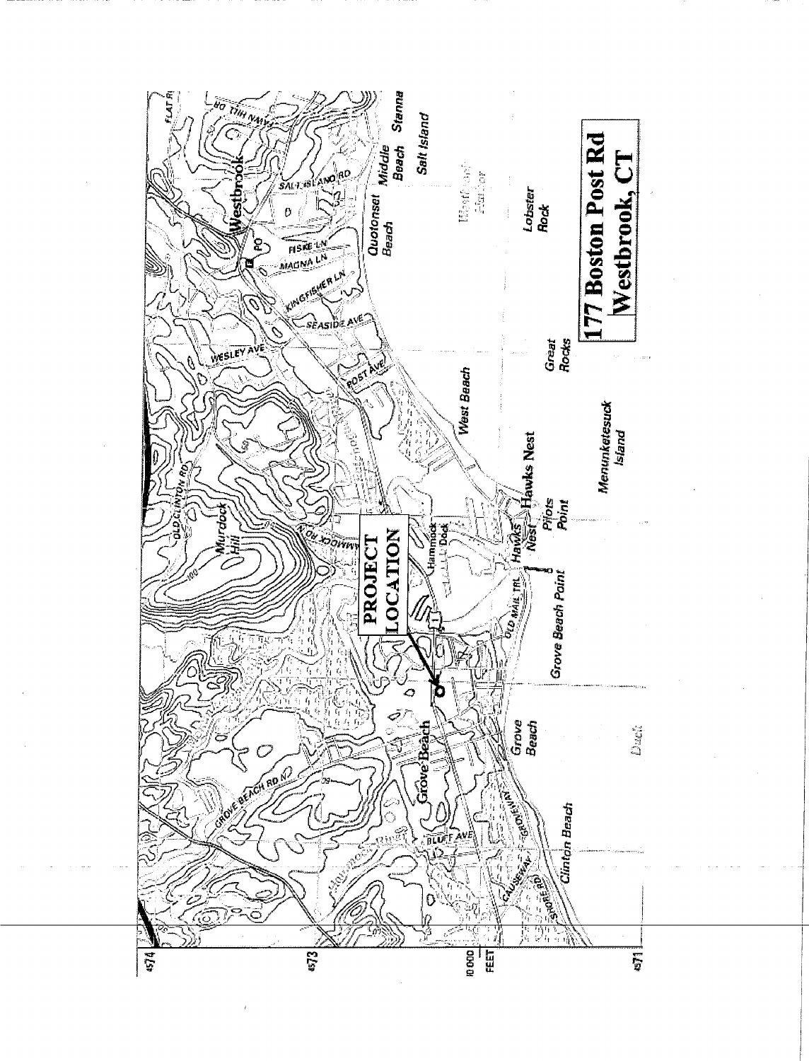**PROJECT LOCATION**

**177 Boston Post Rd**
**Westbrook, CT**